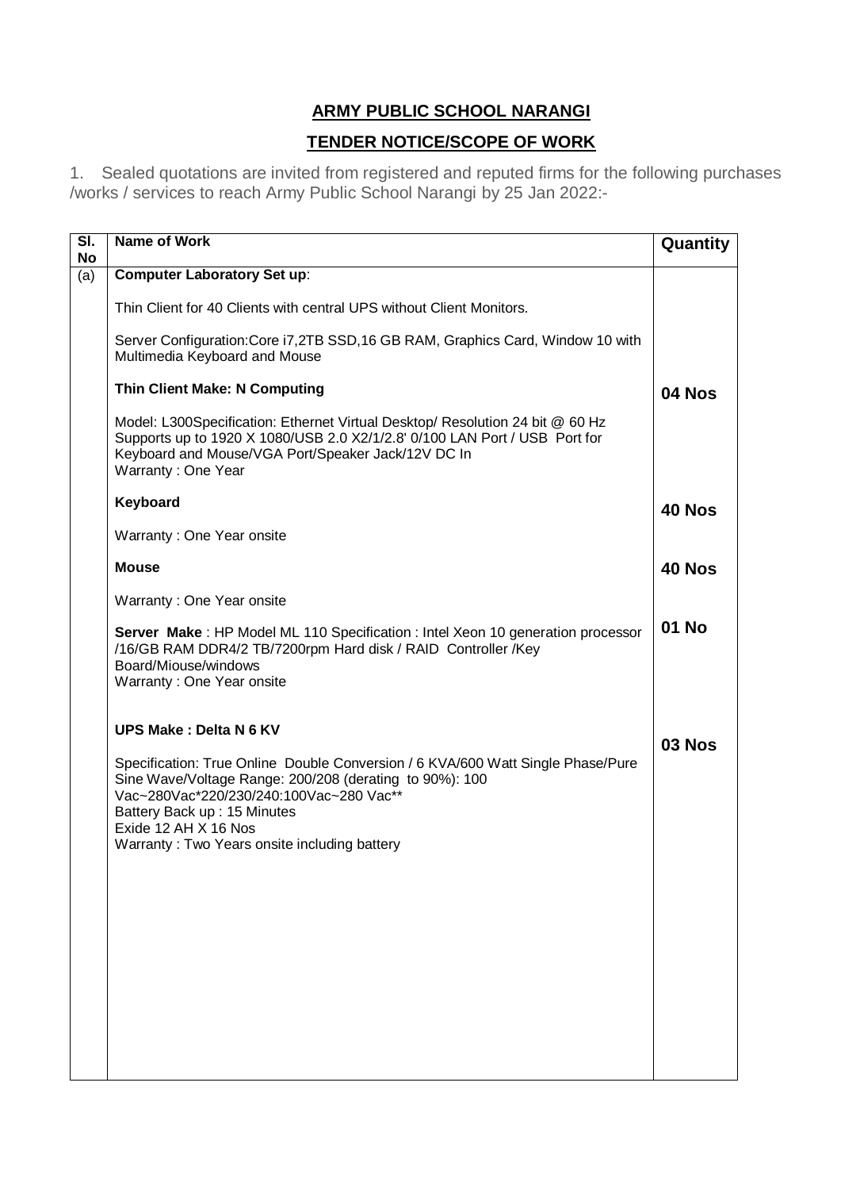## ARMY PUBLIC SCHOOL NARANGI

## TENDER NOTICE/SCOPE OF WORK

1. Sealed quotations are invited from registered and reputed firms for the following purchases /works / services to reach Army Public School Narangi by 25 Jan 2022:-

| Sl. No | Name of Work | Quantity |
|---|---|---|
| (a) | **Computer Laboratory Set up**: <br><br> Thin Client for 40 Clients with central UPS without Client Monitors. <br><br> Server Configuration:Core i7,2TB SSD,16 GB RAM, Graphics Card, Window 10 with Multimedia Keyboard and Mouse | |
| | **Thin Client Make: N Computing** <br><br> Model: L300Specification: Ethernet Virtual Desktop/ Resolution 24 bit @ 60 Hz Supports up to 1920 X 1080/USB 2.0 X2/1/2.8' 0/100 LAN Port / USB Port for Keyboard and Mouse/VGA Port/Speaker Jack/12V DC In <br> Warranty : One Year | **04 Nos** |
| | **Keyboard** <br><br> Warranty : One Year onsite | **40 Nos** |
| | **Mouse** <br><br> Warranty : One Year onsite | **40 Nos** |
| | **Server Make** : HP Model ML 110 Specification : Intel Xeon 10 generation processor /16/GB RAM DDR4/2 TB/7200rpm Hard disk / RAID Controller /Key Board/Miouse/windows <br> Warranty : One Year onsite | **01 No** |
| | **UPS Make : Delta N 6 KV** <br><br> Specification: True Online Double Conversion / 6 KVA/600 Watt Single Phase/Pure Sine Wave/Voltage Range: 200/208 (derating to 90%): 100 Vac~280Vac*220/230/240:100Vac~280 Vac** <br> Battery Back up : 15 Minutes <br> Exide 12 AH X 16 Nos <br> Warranty : Two Years onsite including battery | **03 Nos** |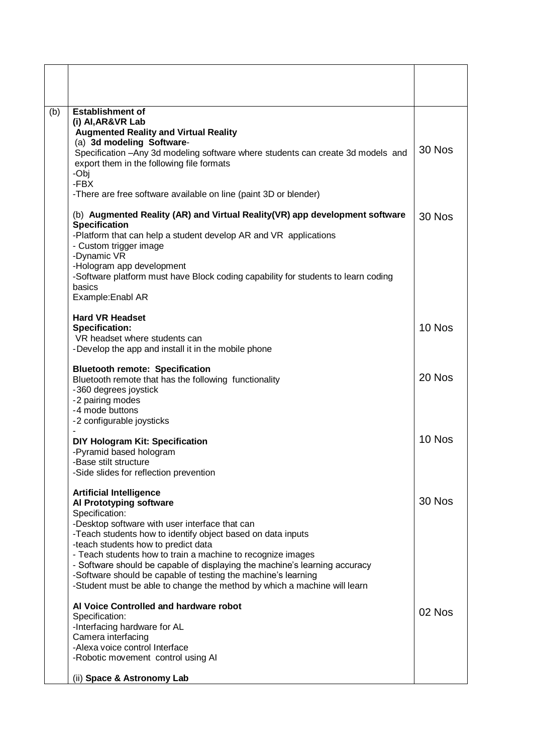| | | |
|---|---|---|
| | | |
| (b) | **Establishment of**<br>**(i) AI,AR&VR Lab**<br>**Augmented Reality and Virtual Reality**<br>(a) **3d modeling Software**-<br>Specification –Any 3d modeling software where students can create 3d models and export them in the following file formats<br>-Obj<br>-FBX<br>-There are free software available on line (paint 3D or blender) | 30 Nos |
| | (b) **Augmented Reality (AR) and Virtual Reality(VR) app development software Specification**<br>-Platform that can help a student develop AR and VR applications<br>- Custom trigger image<br>-Dynamic VR<br>-Hologram app development<br>-Software platform must have Block coding capability for students to learn coding basics<br>Example:Enabl AR | 30 Nos |
| | **Hard VR Headset**<br>**Specification:**<br>VR headset where students can<br>-Develop the app and install it in the mobile phone | 10 Nos |
| | **Bluetooth remote: Specification**<br>Bluetooth remote that has the following functionality<br>-360 degrees joystick<br>-2 pairing modes<br>-4 mode buttons<br>-2 configurable joysticks<br>- | 20 Nos |
| | **DIY Hologram Kit: Specification**<br>-Pyramid based hologram<br>-Base stilt structure<br>-Side slides for reflection prevention | 10 Nos |
| | **Artificial Intelligence**<br>**AI Prototyping software**<br>Specification:<br>-Desktop software with user interface that can<br>-Teach students how to identify object based on data inputs<br>-teach students how to predict data<br>- Teach students how to train a machine to recognize images<br>- Software should be capable of displaying the machine's learning accuracy<br>-Software should be capable of testing the machine's learning<br>-Student must be able to change the method by which a machine will learn | 30 Nos |
| | **AI Voice Controlled and hardware robot**<br>Specification:<br>-Interfacing hardware for AL<br>Camera interfacing<br>-Alexa voice control Interface<br>-Robotic movement control using AI | 02 Nos |
| | (ii) **Space & Astronomy Lab** | |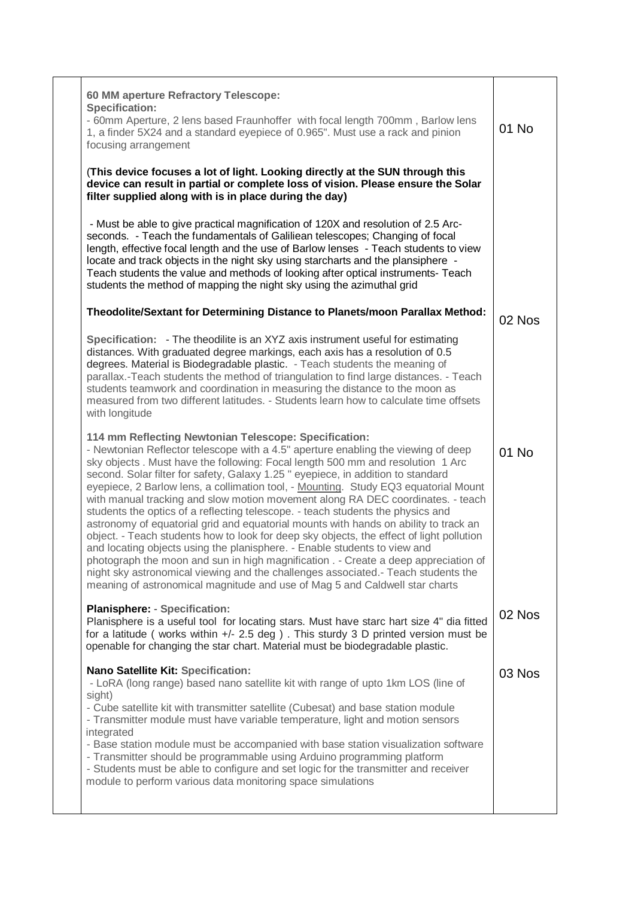|  | Description | Qty |
|---|---|---|
|  | **60 MM aperture Refractory Telescope:**<br>**Specification:**<br>- 60mm Aperture, 2 lens based Fraunhoffer with focal length 700mm , Barlow lens 1, a finder 5X24 and a standard eyepiece of 0.965". Must use a rack and pinion focusing arrangement<br><br>(**This device focuses a lot of light. Looking directly at the SUN through this device can result in partial or complete loss of vision. Please ensure the Solar filter supplied along with is in place during the day)**<br><br>- Must be able to give practical magnification of 120X and resolution of 2.5 Arc-seconds. - Teach the fundamentals of Galiliean telescopes; Changing of focal length, effective focal length and the use of Barlow lenses - Teach students to view locate and track objects in the night sky using starcharts and the plansiphere - Teach students the value and methods of looking after optical instruments- Teach students the method of mapping the night sky using the azimuthal grid | 01 No |
|  | **Theodolite/Sextant for Determining Distance to Planets/moon Parallax Method:**<br><br>**Specification:** - The theodilite is an XYZ axis instrument useful for estimating distances. With graduated degree markings, each axis has a resolution of 0.5 degrees. Material is Biodegradable plastic. - Teach students the meaning of parallax.-Teach students the method of triangulation to find large distances. - Teach students teamwork and coordination in measuring the distance to the moon as measured from two different latitudes. - Students learn how to calculate time offsets with longitude | 02 Nos |
|  | **114 mm Reflecting Newtonian Telescope: Specification:**<br>- Newtonian Reflector telescope with a 4.5" aperture enabling the viewing of deep sky objects . Must have the following: Focal length 500 mm and resolution 1 Arc second. Solar filter for safety, Galaxy 1.25 " eyepiece, in addition to standard eyepiece, 2 Barlow lens, a collimation tool, - Mounting. Study EQ3 equatorial Mount with manual tracking and slow motion movement along RA DEC coordinates. - teach students the optics of a reflecting telescope. - teach students the physics and astronomy of equatorial grid and equatorial mounts with hands on ability to track an object. - Teach students how to look for deep sky objects, the effect of light pollution and locating objects using the planisphere. - Enable students to view and photograph the moon and sun in high magnification . - Create a deep appreciation of night sky astronomical viewing and the challenges associated.- Teach students the meaning of astronomical magnitude and use of Mag 5 and Caldwell star charts | 01 No |
|  | **Planisphere:** - **Specification:**<br>Planisphere is a useful tool for locating stars. Must have starc hart size 4" dia fitted for a latitude ( works within +/- 2.5 deg ) . This sturdy 3 D printed version must be openable for changing the star chart. Material must be biodegradable plastic. | 02 Nos |
|  | **Nano Satellite Kit: Specification:**<br>- LoRA (long range) based nano satellite kit with range of upto 1km LOS (line of sight)<br>- Cube satellite kit with transmitter satellite (Cubesat) and base station module<br>- Transmitter module must have variable temperature, light and motion sensors integrated<br>- Base station module must be accompanied with base station visualization software<br>- Transmitter should be programmable using Arduino programming platform<br>- Students must be able to configure and set logic for the transmitter and receiver module to perform various data monitoring space simulations | 03 Nos |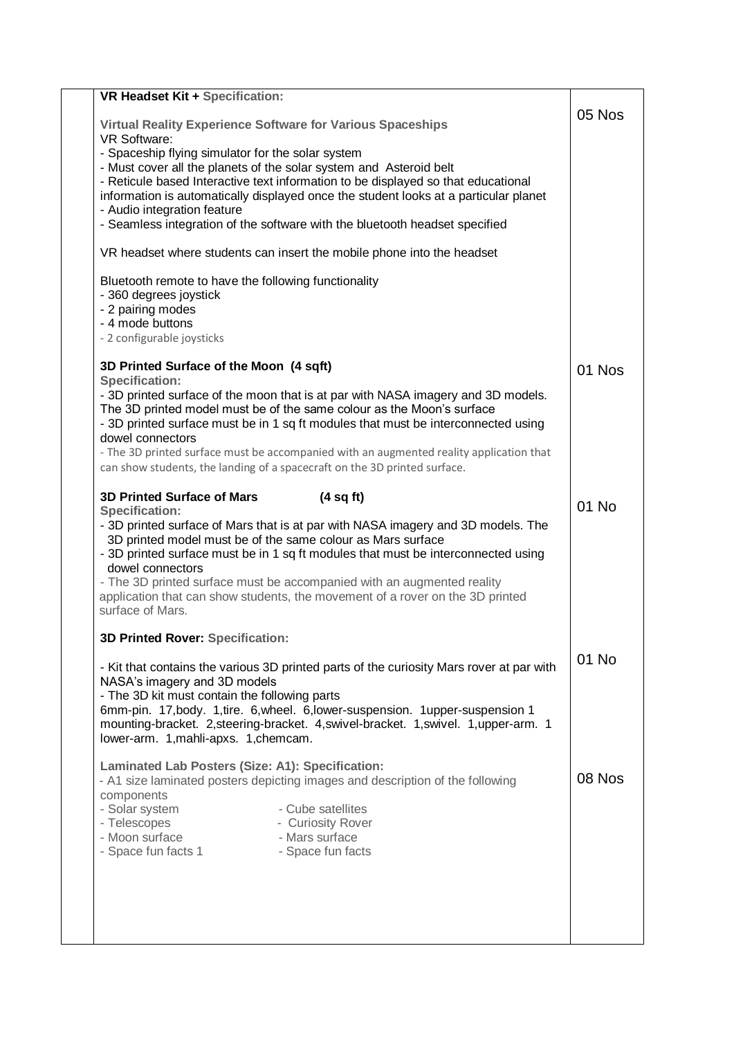| | | |
|---|---|---|
| | **VR Headset Kit + Specification:**<br><br>**Virtual Reality Experience Software for Various Spaceships**<br>VR Software:<br>- Spaceship flying simulator for the solar system<br>- Must cover all the planets of the solar system and Asteroid belt<br>- Reticule based Interactive text information to be displayed so that educational information is automatically displayed once the student looks at a particular planet<br>- Audio integration feature<br>- Seamless integration of the software with the bluetooth headset specified<br><br>VR headset where students can insert the mobile phone into the headset<br><br>Bluetooth remote to have the following functionality<br>- 360 degrees joystick<br>- 2 pairing modes<br>- 4 mode buttons<br>- 2 configurable joysticks | 05 Nos |
| | **3D Printed Surface of the Moon (4 sqft)**<br>**Specification:**<br>- 3D printed surface of the moon that is at par with NASA imagery and 3D models. The 3D printed model must be of the same colour as the Moon's surface<br>- 3D printed surface must be in 1 sq ft modules that must be interconnected using dowel connectors<br>- The 3D printed surface must be accompanied with an augmented reality application that can show students, the landing of a spacecraft on the 3D printed surface. | 01 Nos |
| | **3D Printed Surface of Mars (4 sq ft)**<br>**Specification:**<br>- 3D printed surface of Mars that is at par with NASA imagery and 3D models. The 3D printed model must be of the same colour as Mars surface<br>- 3D printed surface must be in 1 sq ft modules that must be interconnected using dowel connectors<br>- The 3D printed surface must be accompanied with an augmented reality application that can show students, the movement of a rover on the 3D printed surface of Mars. | 01 No |
| | **3D Printed Rover: Specification:**<br><br>- Kit that contains the various 3D printed parts of the curiosity Mars rover at par with NASA's imagery and 3D models<br>- The 3D kit must contain the following parts<br>6mm-pin. 17,body. 1,tire. 6,wheel. 6,lower-suspension. 1upper-suspension 1 mounting-bracket. 2,steering-bracket. 4,swivel-bracket. 1,swivel. 1,upper-arm. 1 lower-arm. 1,mahli-apxs. 1,chemcam. | 01 No |
| | **Laminated Lab Posters (Size: A1): Specification:**<br>- A1 size laminated posters depicting images and description of the following components<br>- Solar system - Cube satellites<br>- Telescopes - Curiosity Rover<br>- Moon surface - Mars surface<br>- Space fun facts 1 - Space fun facts | 08 Nos |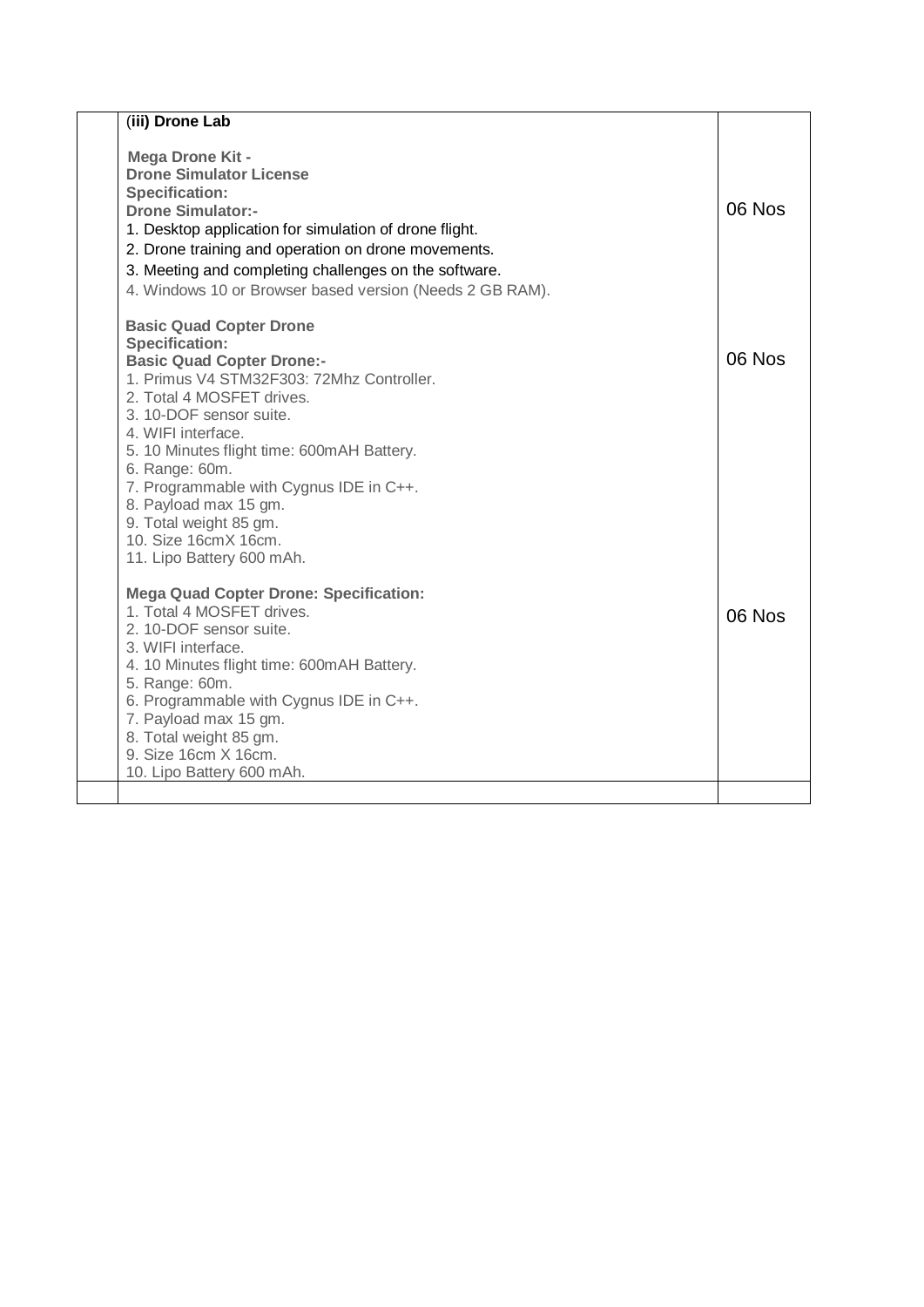| | | |
|---|---|---|
| | **(iii) Drone Lab**<br><br>**Mega Drone Kit -**<br>**Drone Simulator License**<br>**Specification:**<br>**Drone Simulator:-**<br>1. Desktop application for simulation of drone flight.<br>2. Drone training and operation on drone movements.<br>3. Meeting and completing challenges on the software.<br>4. Windows 10 or Browser based version (Needs 2 GB RAM). | 06 Nos |
| | **Basic Quad Copter Drone**<br>**Specification:**<br>**Basic Quad Copter Drone:-**<br>1. Primus V4 STM32F303: 72Mhz Controller.<br>2. Total 4 MOSFET drives.<br>3. 10-DOF sensor suite.<br>4. WIFI interface.<br>5. 10 Minutes flight time: 600mAH Battery.<br>6. Range: 60m.<br>7. Programmable with Cygnus IDE in C++.<br>8. Payload max 15 gm.<br>9. Total weight 85 gm.<br>10. Size 16cmX 16cm.<br>11. Lipo Battery 600 mAh. | 06 Nos |
| | **Mega Quad Copter Drone: Specification:**<br>1. Total 4 MOSFET drives.<br>2. 10-DOF sensor suite.<br>3. WIFI interface.<br>4. 10 Minutes flight time: 600mAH Battery.<br>5. Range: 60m.<br>6. Programmable with Cygnus IDE in C++.<br>7. Payload max 15 gm.<br>8. Total weight 85 gm.<br>9. Size 16cm X 16cm.<br>10. Lipo Battery 600 mAh. | 06 Nos |
| | | |